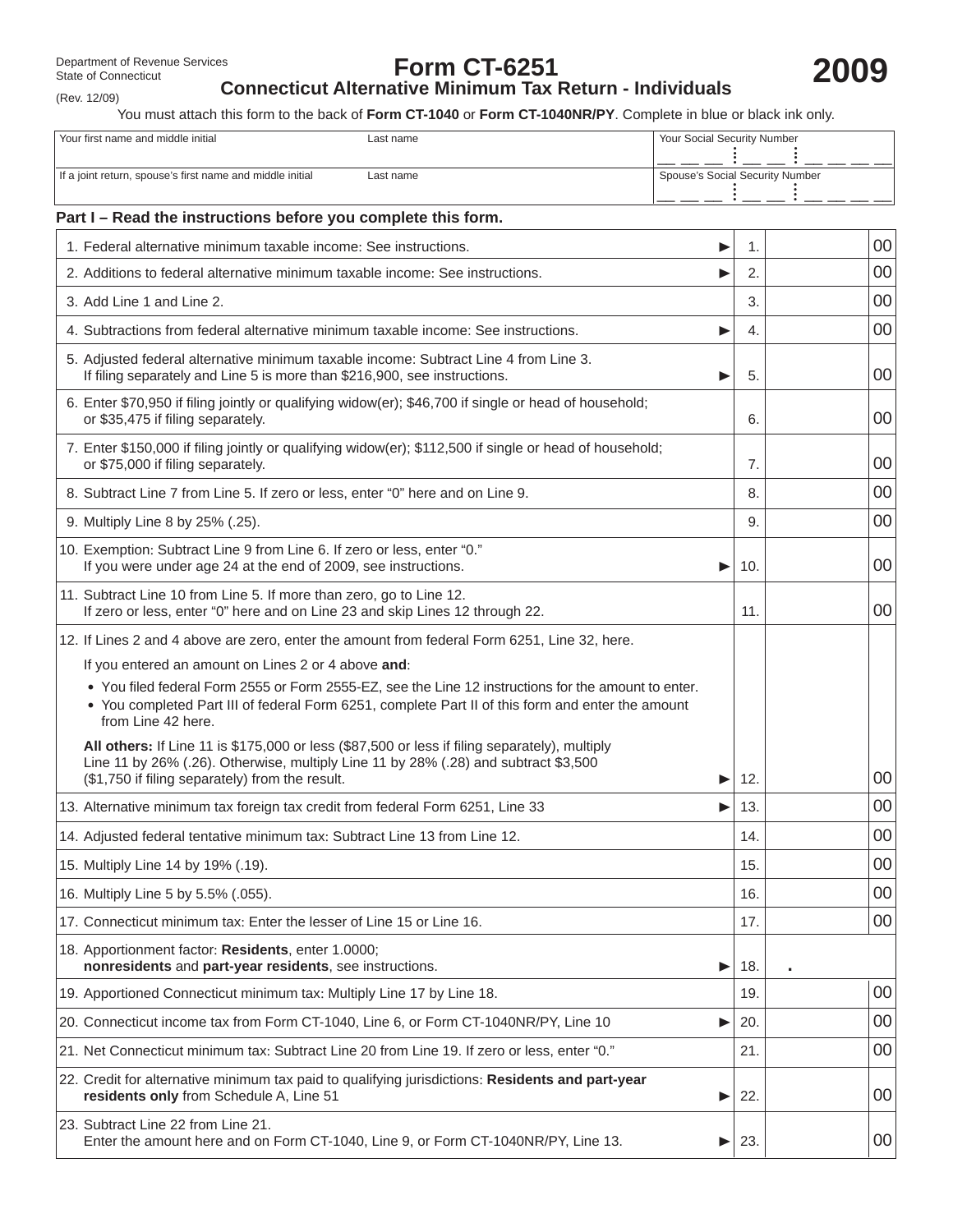Department of Revenue Services
State of Connecticut
(Rev. 12/09)

# Form CT-6251
## Connecticut Alternative Minimum Tax Return - Individuals

# 2009

You must attach this form to the back of **Form CT-1040** or **Form CT-1040NR/PY**. Complete in blue or black ink only.

| Your first name and middle initial | Last name | Your Social Security Number |
|---|---|---|
| If a joint return, spouse's first name and middle initial | Last name | Spouse's Social Security Number |

### Part I – Read the instructions before you complete this form.

| | | | |
|---|---|---|---|
| 1. Federal alternative minimum taxable income: See instructions. ► | 1. | | 00 |
| 2. Additions to federal alternative minimum taxable income: See instructions. ► | 2. | | 00 |
| 3. Add Line 1 and Line 2. | 3. | | 00 |
| 4. Subtractions from federal alternative minimum taxable income: See instructions. ► | 4. | | 00 |
| 5. Adjusted federal alternative minimum taxable income: Subtract Line 4 from Line 3. If filing separately and Line 5 is more than $216,900, see instructions. ► | 5. | | 00 |
| 6. Enter $70,950 if filing jointly or qualifying widow(er); $46,700 if single or head of household; or $35,475 if filing separately. | 6. | | 00 |
| 7. Enter $150,000 if filing jointly or qualifying widow(er); $112,500 if single or head of household; or $75,000 if filing separately. | 7. | | 00 |
| 8. Subtract Line 7 from Line 5. If zero or less, enter "0" here and on Line 9. | 8. | | 00 |
| 9. Multiply Line 8 by 25% (.25). | 9. | | 00 |
| 10. Exemption: Subtract Line 9 from Line 6. If zero or less, enter "0." If you were under age 24 at the end of 2009, see instructions. ► | 10. | | 00 |
| 11. Subtract Line 10 from Line 5. If more than zero, go to Line 12. If zero or less, enter "0" here and on Line 23 and skip Lines 12 through 22. | 11. | | 00 |
| 12. If Lines 2 and 4 above are zero, enter the amount from federal Form 6251, Line 32, here. If you entered an amount on Lines 2 or 4 above **and**: • You filed federal Form 2555 or Form 2555-EZ, see the Line 12 instructions for the amount to enter. • You completed Part III of federal Form 6251, complete Part II of this form and enter the amount from Line 42 here. **All others:** If Line 11 is $175,000 or less ($87,500 or less if filing separately), multiply Line 11 by 26% (.26). Otherwise, multiply Line 11 by 28% (.28) and subtract $3,500 ($1,750 if filing separately) from the result. ► | 12. | | 00 |
| 13. Alternative minimum tax foreign tax credit from federal Form 6251, Line 33 ► | 13. | | 00 |
| 14. Adjusted federal tentative minimum tax: Subtract Line 13 from Line 12. | 14. | | 00 |
| 15. Multiply Line 14 by 19% (.19). | 15. | | 00 |
| 16. Multiply Line 5 by 5.5% (.055). | 16. | | 00 |
| 17. Connecticut minimum tax: Enter the lesser of Line 15 or Line 16. | 17. | | 00 |
| 18. Apportionment factor: **Residents**, enter 1.0000; **nonresidents** and **part-year residents**, see instructions. ► | 18. | . | |
| 19. Apportioned Connecticut minimum tax: Multiply Line 17 by Line 18. | 19. | | 00 |
| 20. Connecticut income tax from Form CT-1040, Line 6, or Form CT-1040NR/PY, Line 10 ► | 20. | | 00 |
| 21. Net Connecticut minimum tax: Subtract Line 20 from Line 19. If zero or less, enter "0." | 21. | | 00 |
| 22. Credit for alternative minimum tax paid to qualifying jurisdictions: **Residents and part-year residents only** from Schedule A, Line 51 ► | 22. | | 00 |
| 23. Subtract Line 22 from Line 21. Enter the amount here and on Form CT-1040, Line 9, or Form CT-1040NR/PY, Line 13. ► | 23. | | 00 |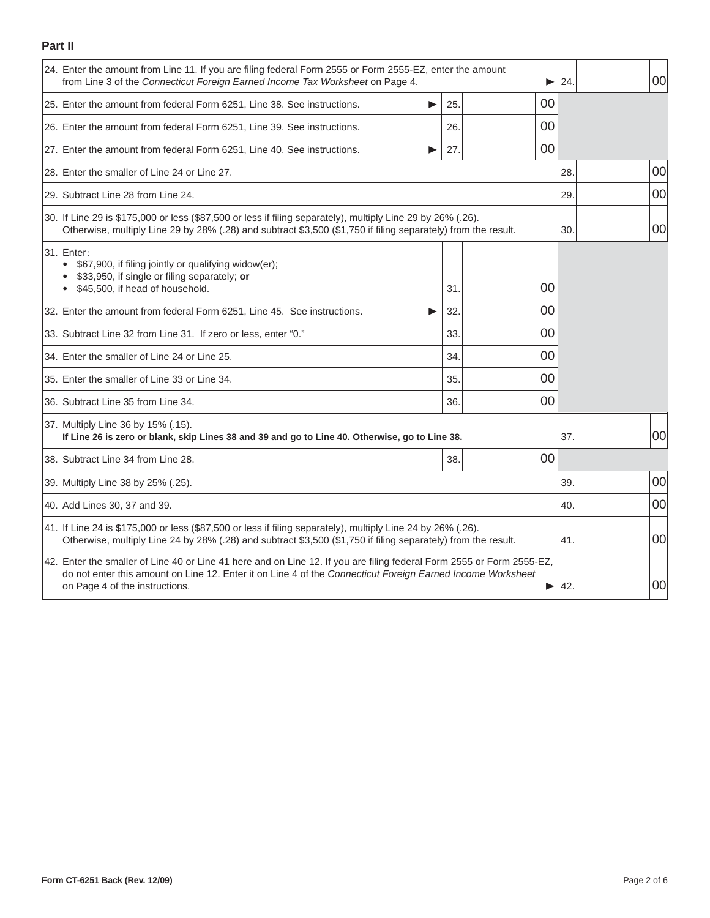## Part II

| Line | Description | | Inner amount | | Outer amount |
|---|---|---|---|---|---|
| 24. | Enter the amount from Line 11. If you are filing federal Form 2555 or Form 2555-EZ, enter the amount from Line 3 of the *Connecticut Foreign Earned Income Tax Worksheet* on Page 4. ▶ | | | 24. | 00 |
| 25. | Enter the amount from federal Form 6251, Line 38. See instructions. ▶ | 25. | 00 | | |
| 26. | Enter the amount from federal Form 6251, Line 39. See instructions. | 26. | 00 | | |
| 27. | Enter the amount from federal Form 6251, Line 40. See instructions. ▶ | 27. | 00 | | |
| 28. | Enter the smaller of Line 24 or Line 27. | | | 28. | 00 |
| 29. | Subtract Line 28 from Line 24. | | | 29. | 00 |
| 30. | If Line 29 is $175,000 or less ($87,500 or less if filing separately), multiply Line 29 by 26% (.26). Otherwise, multiply Line 29 by 28% (.28) and subtract $3,500 ($1,750 if filing separately) from the result. | | | 30. | 00 |
| 31. | Enter: • $67,900, if filing jointly or qualifying widow(er); • $33,950, if single or filing separately; **or** • $45,500, if head of household. | 31. | 00 | | |
| 32. | Enter the amount from federal Form 6251, Line 45. See instructions. ▶ | 32. | 00 | | |
| 33. | Subtract Line 32 from Line 31. If zero or less, enter "0." | 33. | 00 | | |
| 34. | Enter the smaller of Line 24 or Line 25. | 34. | 00 | | |
| 35. | Enter the smaller of Line 33 or Line 34. | 35. | 00 | | |
| 36. | Subtract Line 35 from Line 34. | 36. | 00 | | |
| 37. | Multiply Line 36 by 15% (.15). **If Line 26 is zero or blank, skip Lines 38 and 39 and go to Line 40. Otherwise, go to Line 38.** | | | 37. | 00 |
| 38. | Subtract Line 34 from Line 28. | 38. | 00 | | |
| 39. | Multiply Line 38 by 25% (.25). | | | 39. | 00 |
| 40. | Add Lines 30, 37 and 39. | | | 40. | 00 |
| 41. | If Line 24 is $175,000 or less ($87,500 or less if filing separately), multiply Line 24 by 26% (.26). Otherwise, multiply Line 24 by 28% (.28) and subtract $3,500 ($1,750 if filing separately) from the result. | | | 41. | 00 |
| 42. | Enter the smaller of Line 40 or Line 41 here and on Line 12. If you are filing federal Form 2555 or Form 2555-EZ, do not enter this amount on Line 12. Enter it on Line 4 of the *Connecticut Foreign Earned Income Worksheet* on Page 4 of the instructions. ▶ | | | 42. | 00 |

**Form CT-6251 Back (Rev. 12/09)**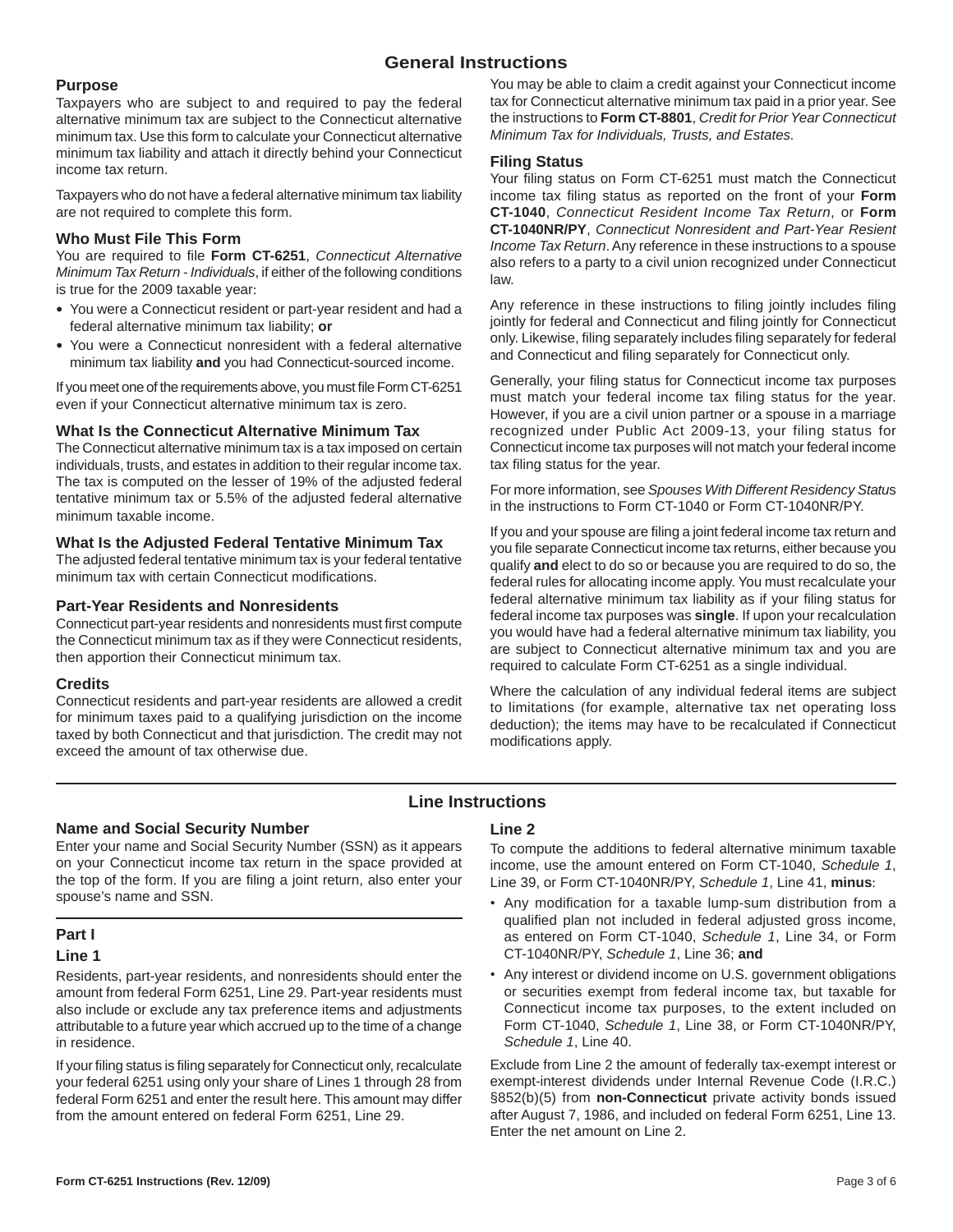# General Instructions

## Purpose

Taxpayers who are subject to and required to pay the federal alternative minimum tax are subject to the Connecticut alternative minimum tax. Use this form to calculate your Connecticut alternative minimum tax liability and attach it directly behind your Connecticut income tax return.

Taxpayers who do not have a federal alternative minimum tax liability are not required to complete this form.

## Who Must File This Form

You are required to file **Form CT-6251**, *Connecticut Alternative Minimum Tax Return - Individuals*, if either of the following conditions is true for the 2009 taxable year:

- You were a Connecticut resident or part-year resident and had a federal alternative minimum tax liability; **or**
- You were a Connecticut nonresident with a federal alternative minimum tax liability **and** you had Connecticut-sourced income.

If you meet one of the requirements above, you must file Form CT-6251 even if your Connecticut alternative minimum tax is zero.

## What Is the Connecticut Alternative Minimum Tax

The Connecticut alternative minimum tax is a tax imposed on certain individuals, trusts, and estates in addition to their regular income tax. The tax is computed on the lesser of 19% of the adjusted federal tentative minimum tax or 5.5% of the adjusted federal alternative minimum taxable income.

## What Is the Adjusted Federal Tentative Minimum Tax

The adjusted federal tentative minimum tax is your federal tentative minimum tax with certain Connecticut modifications.

## Part-Year Residents and Nonresidents

Connecticut part-year residents and nonresidents must first compute the Connecticut minimum tax as if they were Connecticut residents, then apportion their Connecticut minimum tax.

## Credits

Connecticut residents and part-year residents are allowed a credit for minimum taxes paid to a qualifying jurisdiction on the income taxed by both Connecticut and that jurisdiction. The credit may not exceed the amount of tax otherwise due.

You may be able to claim a credit against your Connecticut income tax for Connecticut alternative minimum tax paid in a prior year. See the instructions to **Form CT-8801**, *Credit for Prior Year Connecticut Minimum Tax for Individuals, Trusts, and Estates.*

## Filing Status

Your filing status on Form CT-6251 must match the Connecticut income tax filing status as reported on the front of your **Form CT-1040**, *Connecticut Resident Income Tax Return*, or **Form CT-1040NR/PY**, *Connecticut Nonresident and Part-Year Resient Income Tax Return*. Any reference in these instructions to a spouse also refers to a party to a civil union recognized under Connecticut law.

Any reference in these instructions to filing jointly includes filing jointly for federal and Connecticut and filing jointly for Connecticut only. Likewise, filing separately includes filing separately for federal and Connecticut and filing separately for Connecticut only.

Generally, your filing status for Connecticut income tax purposes must match your federal income tax filing status for the year. However, if you are a civil union partner or a spouse in a marriage recognized under Public Act 2009-13, your filing status for Connecticut income tax purposes will not match your federal income tax filing status for the year.

For more information, see *Spouses With Different Residency Status* in the instructions to Form CT-1040 or Form CT-1040NR/PY.

If you and your spouse are filing a joint federal income tax return and you file separate Connecticut income tax returns, either because you qualify **and** elect to do so or because you are required to do so, the federal rules for allocating income apply. You must recalculate your federal alternative minimum tax liability as if your filing status for federal income tax purposes was **single**. If upon your recalculation you would have had a federal alternative minimum tax liability, you are subject to Connecticut alternative minimum tax and you are required to calculate Form CT-6251 as a single individual.

Where the calculation of any individual federal items are subject to limitations (for example, alternative tax net operating loss deduction); the items may have to be recalculated if Connecticut modifications apply.

# Line Instructions

## Name and Social Security Number

Enter your name and Social Security Number (SSN) as it appears on your Connecticut income tax return in the space provided at the top of the form. If you are filing a joint return, also enter your spouse's name and SSN.

## Part I

### Line 1

Residents, part-year residents, and nonresidents should enter the amount from federal Form 6251, Line 29. Part-year residents must also include or exclude any tax preference items and adjustments attributable to a future year which accrued up to the time of a change in residence.

If your filing status is filing separately for Connecticut only, recalculate your federal 6251 using only your share of Lines 1 through 28 from federal Form 6251 and enter the result here. This amount may differ from the amount entered on federal Form 6251, Line 29.

### Line 2

To compute the additions to federal alternative minimum taxable income, use the amount entered on Form CT-1040, *Schedule 1*, Line 39, or Form CT-1040NR/PY, *Schedule 1*, Line 41, **minus**:

- Any modification for a taxable lump-sum distribution from a qualified plan not included in federal adjusted gross income, as entered on Form CT-1040, *Schedule 1*, Line 34, or Form CT-1040NR/PY, *Schedule 1*, Line 36; **and**
- Any interest or dividend income on U.S. government obligations or securities exempt from federal income tax, but taxable for Connecticut income tax purposes, to the extent included on Form CT-1040, *Schedule 1*, Line 38, or Form CT-1040NR/PY, *Schedule 1*, Line 40.

Exclude from Line 2 the amount of federally tax-exempt interest or exempt-interest dividends under Internal Revenue Code (I.R.C.) §852(b)(5) from **non-Connecticut** private activity bonds issued after August 7, 1986, and included on federal Form 6251, Line 13. Enter the net amount on Line 2.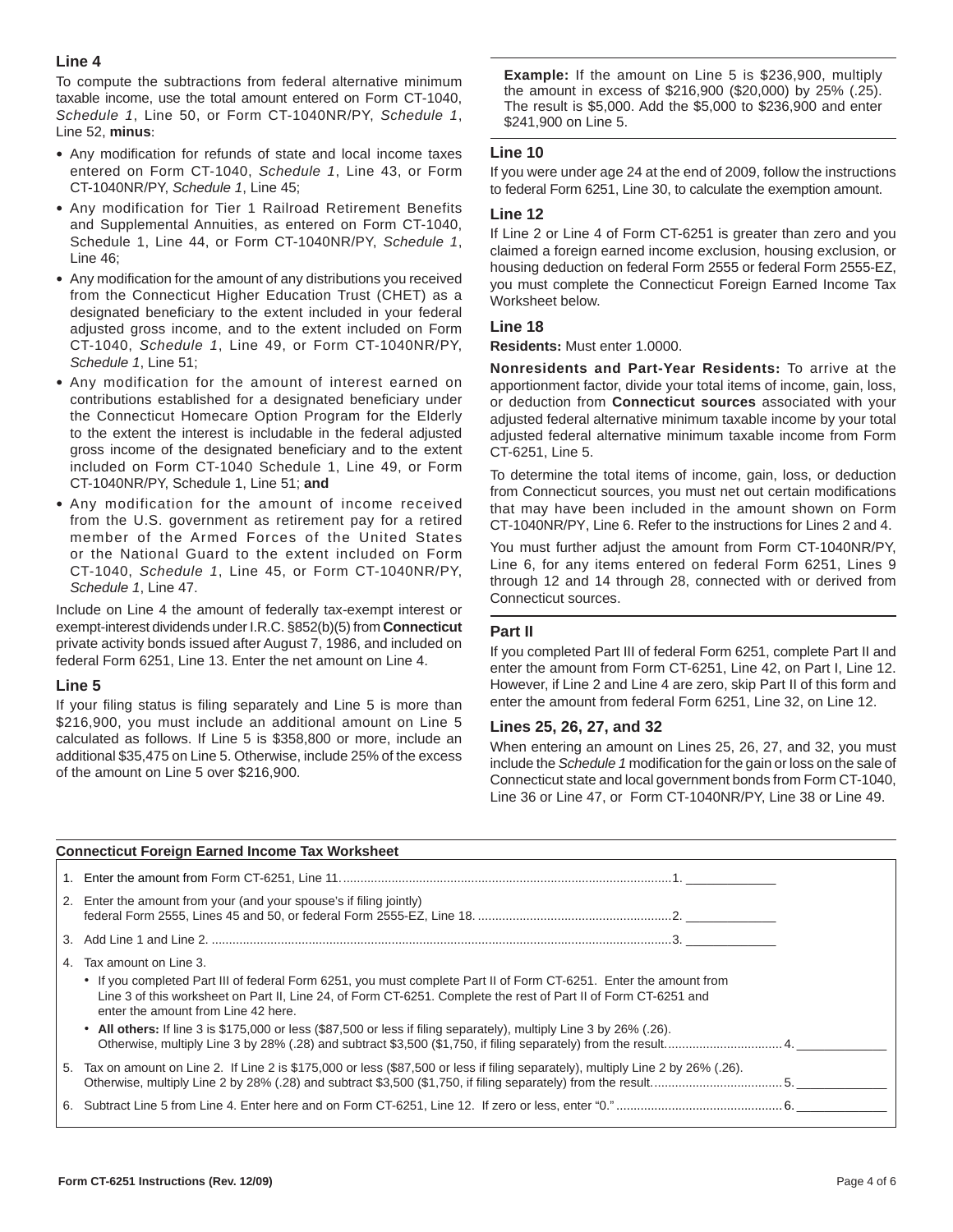### Line 4

To compute the subtractions from federal alternative minimum taxable income, use the total amount entered on Form CT-1040, *Schedule 1*, Line 50, or Form CT-1040NR/PY, *Schedule 1*, Line 52, **minus**:

- Any modification for refunds of state and local income taxes entered on Form CT-1040, *Schedule 1*, Line 43, or Form CT-1040NR/PY, *Schedule 1*, Line 45;
- Any modification for Tier 1 Railroad Retirement Benefits and Supplemental Annuities, as entered on Form CT-1040, Schedule 1, Line 44, or Form CT-1040NR/PY, *Schedule 1*, Line 46;
- Any modification for the amount of any distributions you received from the Connecticut Higher Education Trust (CHET) as a designated beneficiary to the extent included in your federal adjusted gross income, and to the extent included on Form CT-1040, *Schedule 1*, Line 49, or Form CT-1040NR/PY, *Schedule 1*, Line 51;
- Any modification for the amount of interest earned on contributions established for a designated beneficiary under the Connecticut Homecare Option Program for the Elderly to the extent the interest is includable in the federal adjusted gross income of the designated beneficiary and to the extent included on Form CT-1040 Schedule 1, Line 49, or Form CT-1040NR/PY, Schedule 1, Line 51; **and**
- Any modification for the amount of income received from the U.S. government as retirement pay for a retired member of the Armed Forces of the United States or the National Guard to the extent included on Form CT-1040, *Schedule 1*, Line 45, or Form CT-1040NR/PY, *Schedule 1*, Line 47.

Include on Line 4 the amount of federally tax-exempt interest or exempt-interest dividends under I.R.C. §852(b)(5) from **Connecticut** private activity bonds issued after August 7, 1986, and included on federal Form 6251, Line 13. Enter the net amount on Line 4.

### Line 5

If your filing status is filing separately and Line 5 is more than $216,900, you must include an additional amount on Line 5 calculated as follows. If Line 5 is $358,800 or more, include an additional $35,475 on Line 5. Otherwise, include 25% of the excess of the amount on Line 5 over $216,900.

**Example:** If the amount on Line 5 is $236,900, multiply the amount in excess of $216,900 ($20,000) by 25% (.25). The result is $5,000. Add the $5,000 to $236,900 and enter $241,900 on Line 5.

### Line 10

If you were under age 24 at the end of 2009, follow the instructions to federal Form 6251, Line 30, to calculate the exemption amount.

### Line 12

If Line 2 or Line 4 of Form CT-6251 is greater than zero and you claimed a foreign earned income exclusion, housing exclusion, or housing deduction on federal Form 2555 or federal Form 2555-EZ, you must complete the Connecticut Foreign Earned Income Tax Worksheet below.

### Line 18

**Residents:** Must enter 1.0000.

**Nonresidents and Part-Year Residents:** To arrive at the apportionment factor, divide your total items of income, gain, loss, or deduction from **Connecticut sources** associated with your adjusted federal alternative minimum taxable income by your total adjusted federal alternative minimum taxable income from Form CT-6251, Line 5.

To determine the total items of income, gain, loss, or deduction from Connecticut sources, you must net out certain modifications that may have been included in the amount shown on Form CT-1040NR/PY, Line 6. Refer to the instructions for Lines 2 and 4.

You must further adjust the amount from Form CT-1040NR/PY, Line 6, for any items entered on federal Form 6251, Lines 9 through 12 and 14 through 28, connected with or derived from Connecticut sources.

### Part II

If you completed Part III of federal Form 6251, complete Part II and enter the amount from Form CT-6251, Line 42, on Part I, Line 12. However, if Line 2 and Line 4 are zero, skip Part II of this form and enter the amount from federal Form 6251, Line 32, on Line 12.

### Lines 25, 26, 27, and 32

When entering an amount on Lines 25, 26, 27, and 32, you must include the *Schedule 1* modification for the gain or loss on the sale of Connecticut state and local government bonds from Form CT-1040, Line 36 or Line 47, or Form CT-1040NR/PY, Line 38 or Line 49.

### Connecticut Foreign Earned Income Tax Worksheet

1. Enter the amount from Form CT-6251, Line 11. .......... 1. ________
2. Enter the amount from your (and your spouse's if filing jointly) federal Form 2555, Lines 45 and 50, or federal Form 2555-EZ, Line 18. .......... 2. ________
3. Add Line 1 and Line 2. .......... 3. ________
4. Tax amount on Line 3.
   - If you completed Part III of federal Form 6251, you must complete Part II of Form CT-6251. Enter the amount from Line 3 of this worksheet on Part II, Line 24, of Form CT-6251. Complete the rest of Part II of Form CT-6251 and enter the amount from Line 42 here.
   - **All others:** If line 3 is $175,000 or less ($87,500 or less if filing separately), multiply Line 3 by 26% (.26). Otherwise, multiply Line 3 by 28% (.28) and subtract $3,500 ($1,750, if filing separately) from the result. .......... 4. ________
5. Tax on amount on Line 2. If Line 2 is $175,000 or less ($87,500 or less if filing separately), multiply Line 2 by 26% (.26). Otherwise, multiply Line 2 by 28% (.28) and subtract $3,500 ($1,750, if filing separately) from the result. .......... 5. ________
6. Subtract Line 5 from Line 4. Enter here and on Form CT-6251, Line 12. If zero or less, enter "0." .......... 6. ________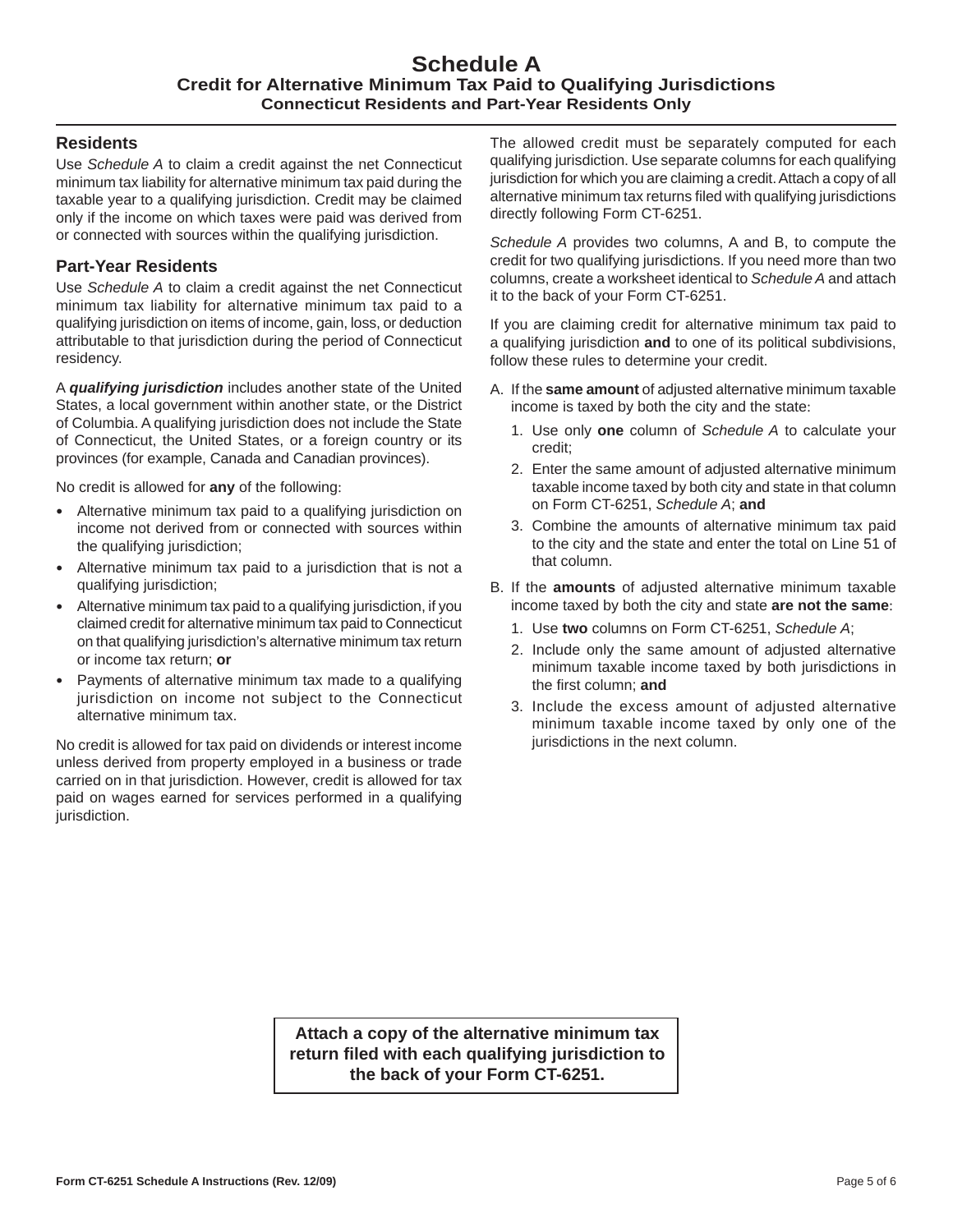# Schedule A

## Credit for Alternative Minimum Tax Paid to Qualifying Jurisdictions

### Connecticut Residents and Part-Year Residents Only

### Residents

Use *Schedule A* to claim a credit against the net Connecticut minimum tax liability for alternative minimum tax paid during the taxable year to a qualifying jurisdiction. Credit may be claimed only if the income on which taxes were paid was derived from or connected with sources within the qualifying jurisdiction.

### Part-Year Residents

Use *Schedule A* to claim a credit against the net Connecticut minimum tax liability for alternative minimum tax paid to a qualifying jurisdiction on items of income, gain, loss, or deduction attributable to that jurisdiction during the period of Connecticut residency.

A ***qualifying jurisdiction*** includes another state of the United States, a local government within another state, or the District of Columbia. A qualifying jurisdiction does not include the State of Connecticut, the United States, or a foreign country or its provinces (for example, Canada and Canadian provinces).

No credit is allowed for **any** of the following:

- Alternative minimum tax paid to a qualifying jurisdiction on income not derived from or connected with sources within the qualifying jurisdiction;
- Alternative minimum tax paid to a jurisdiction that is not a qualifying jurisdiction;
- Alternative minimum tax paid to a qualifying jurisdiction, if you claimed credit for alternative minimum tax paid to Connecticut on that qualifying jurisdiction's alternative minimum tax return or income tax return; **or**
- Payments of alternative minimum tax made to a qualifying jurisdiction on income not subject to the Connecticut alternative minimum tax.

No credit is allowed for tax paid on dividends or interest income unless derived from property employed in a business or trade carried on in that jurisdiction. However, credit is allowed for tax paid on wages earned for services performed in a qualifying jurisdiction.

The allowed credit must be separately computed for each qualifying jurisdiction. Use separate columns for each qualifying jurisdiction for which you are claiming a credit. Attach a copy of all alternative minimum tax returns filed with qualifying jurisdictions directly following Form CT-6251.

*Schedule A* provides two columns, A and B, to compute the credit for two qualifying jurisdictions. If you need more than two columns, create a worksheet identical to *Schedule A* and attach it to the back of your Form CT-6251.

If you are claiming credit for alternative minimum tax paid to a qualifying jurisdiction **and** to one of its political subdivisions, follow these rules to determine your credit.

A. If the **same amount** of adjusted alternative minimum taxable income is taxed by both the city and the state:
   1. Use only **one** column of *Schedule A* to calculate your credit;
   2. Enter the same amount of adjusted alternative minimum taxable income taxed by both city and state in that column on Form CT-6251, *Schedule A*; **and**
   3. Combine the amounts of alternative minimum tax paid to the city and the state and enter the total on Line 51 of that column.

B. If the **amounts** of adjusted alternative minimum taxable income taxed by both the city and state **are not the same**:
   1. Use **two** columns on Form CT-6251, *Schedule A*;
   2. Include only the same amount of adjusted alternative minimum taxable income taxed by both jurisdictions in the first column; **and**
   3. Include the excess amount of adjusted alternative minimum taxable income taxed by only one of the jurisdictions in the next column.

**Attach a copy of the alternative minimum tax return filed with each qualifying jurisdiction to the back of your Form CT-6251.**

Form CT-6251 Schedule A Instructions (Rev. 12/09)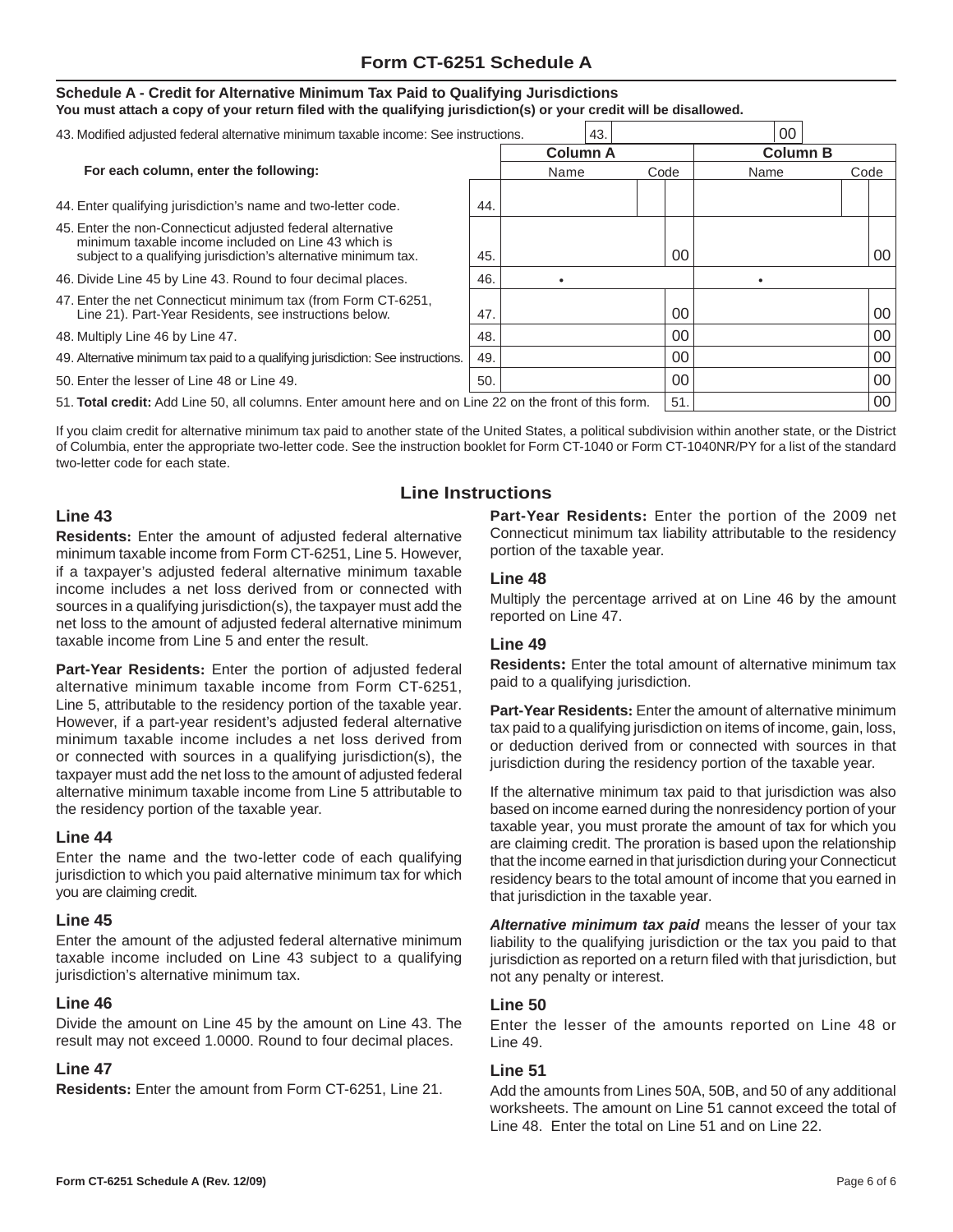# Form CT-6251 Schedule A

## Schedule A - Credit for Alternative Minimum Tax Paid to Qualifying Jurisdictions

**You must attach a copy of your return filed with the qualifying jurisdiction(s) or your credit will be disallowed.**

43. Modified adjusted federal alternative minimum taxable income: See instructions. | 43. | 00

| For each column, enter the following: | | Column A | | Column B | |
|---|---|---|---|---|---|
| | | Name | Code | Name | Code |
| 44. Enter qualifying jurisdiction's name and two-letter code. | 44. | | | | |
| 45. Enter the non-Connecticut adjusted federal alternative minimum taxable income included on Line 43 which is subject to a qualifying jurisdiction's alternative minimum tax. | 45. | | 00 | | 00 |
| 46. Divide Line 45 by Line 43. Round to four decimal places. | 46. | • | | • | |
| 47. Enter the net Connecticut minimum tax (from Form CT-6251, Line 21). Part-Year Residents, see instructions below. | 47. | | 00 | | 00 |
| 48. Multiply Line 46 by Line 47. | 48. | | 00 | | 00 |
| 49. Alternative minimum tax paid to a qualifying jurisdiction: See instructions. | 49. | | 00 | | 00 |
| 50. Enter the lesser of Line 48 or Line 49. | 50. | | 00 | | 00 |

51. **Total credit:** Add Line 50, all columns. Enter amount here and on Line 22 on the front of this form. | 51. | 00

If you claim credit for alternative minimum tax paid to another state of the United States, a political subdivision within another state, or the District of Columbia, enter the appropriate two-letter code. See the instruction booklet for Form CT-1040 or Form CT-1040NR/PY for a list of the standard two-letter code for each state.

## Line Instructions

### Line 43

**Residents:** Enter the amount of adjusted federal alternative minimum taxable income from Form CT-6251, Line 5. However, if a taxpayer's adjusted federal alternative minimum taxable income includes a net loss derived from or connected with sources in a qualifying jurisdiction(s), the taxpayer must add the net loss to the amount of adjusted federal alternative minimum taxable income from Line 5 and enter the result.

**Part-Year Residents:** Enter the portion of adjusted federal alternative minimum taxable income from Form CT-6251, Line 5, attributable to the residency portion of the taxable year. However, if a part-year resident's adjusted federal alternative minimum taxable income includes a net loss derived from or connected with sources in a qualifying jurisdiction(s), the taxpayer must add the net loss to the amount of adjusted federal alternative minimum taxable income from Line 5 attributable to the residency portion of the taxable year.

### Line 44

Enter the name and the two-letter code of each qualifying jurisdiction to which you paid alternative minimum tax for which you are claiming credit.

### Line 45

Enter the amount of the adjusted federal alternative minimum taxable income included on Line 43 subject to a qualifying jurisdiction's alternative minimum tax.

### Line 46

Divide the amount on Line 45 by the amount on Line 43. The result may not exceed 1.0000. Round to four decimal places.

### Line 47

**Residents:** Enter the amount from Form CT-6251, Line 21.

**Part-Year Residents:** Enter the portion of the 2009 net Connecticut minimum tax liability attributable to the residency portion of the taxable year.

### Line 48

Multiply the percentage arrived at on Line 46 by the amount reported on Line 47.

### Line 49

**Residents:** Enter the total amount of alternative minimum tax paid to a qualifying jurisdiction.

**Part-Year Residents:** Enter the amount of alternative minimum tax paid to a qualifying jurisdiction on items of income, gain, loss, or deduction derived from or connected with sources in that jurisdiction during the residency portion of the taxable year.

If the alternative minimum tax paid to that jurisdiction was also based on income earned during the nonresidency portion of your taxable year, you must prorate the amount of tax for which you are claiming credit. The proration is based upon the relationship that the income earned in that jurisdiction during your Connecticut residency bears to the total amount of income that you earned in that jurisdiction in the taxable year.

***Alternative minimum tax paid*** means the lesser of your tax liability to the qualifying jurisdiction or the tax you paid to that jurisdiction as reported on a return filed with that jurisdiction, but not any penalty or interest.

### Line 50

Enter the lesser of the amounts reported on Line 48 or Line 49.

### Line 51

Add the amounts from Lines 50A, 50B, and 50 of any additional worksheets. The amount on Line 51 cannot exceed the total of Line 48. Enter the total on Line 51 and on Line 22.

Form CT-6251 Schedule A (Rev. 12/09)